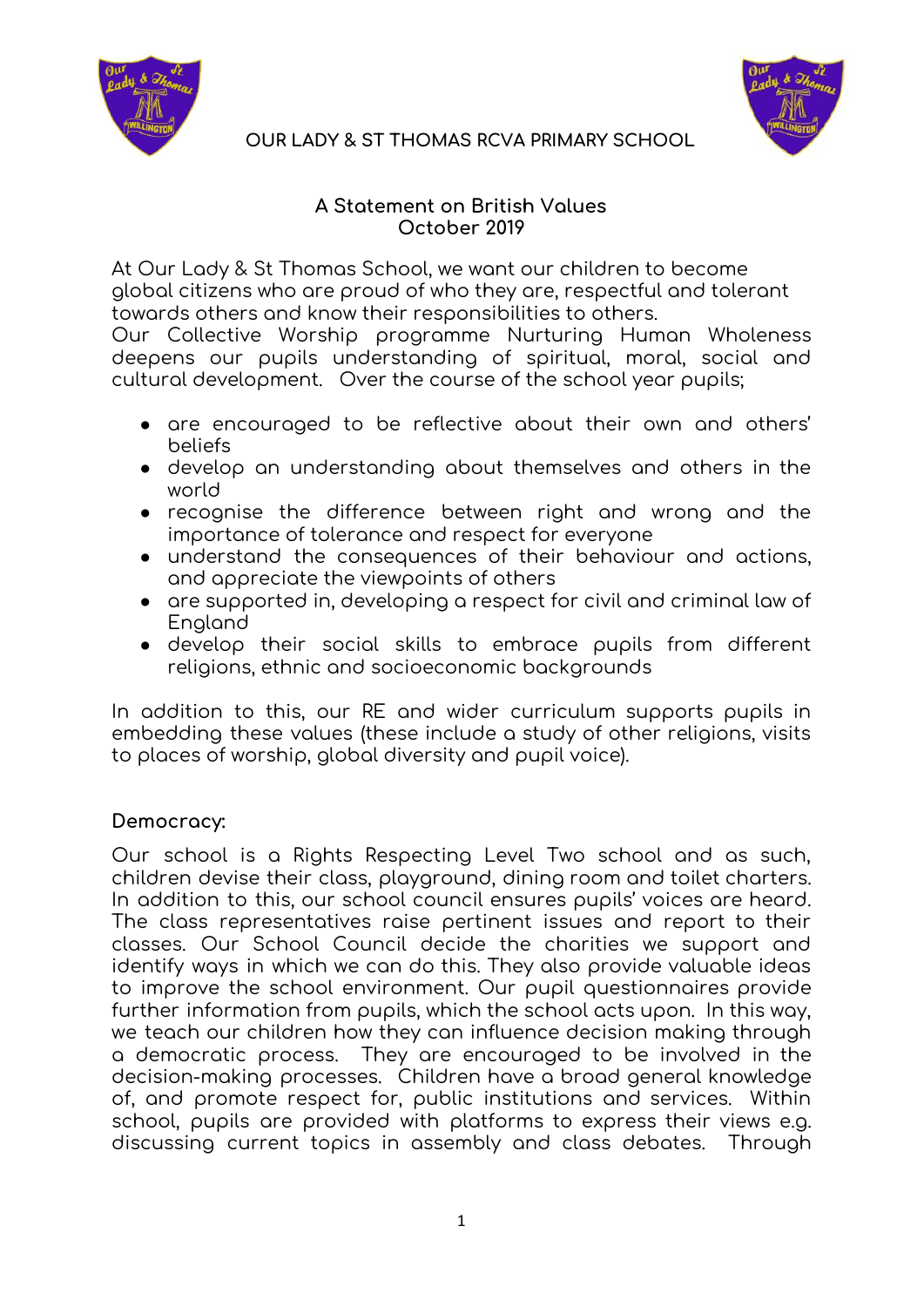OUR LADY & ST THOMAS RCVA PRIMARY SCHOOL

# A Statement on British Values
## October 2019

At Our Lady & St Thomas School, we want our children to become global citizens who are proud of who they are, respectful and tolerant towards others and know their responsibilities to others.
Our Collective Worship programme Nurturing Human Wholeness deepens our pupils understanding of spiritual, moral, social and cultural development. Over the course of the school year pupils;

- are encouraged to be reflective about their own and others' beliefs
- develop an understanding about themselves and others in the world
- recognise the difference between right and wrong and the importance of tolerance and respect for everyone
- understand the consequences of their behaviour and actions, and appreciate the viewpoints of others
- are supported in, developing a respect for civil and criminal law of England
- develop their social skills to embrace pupils from different religions, ethnic and socioeconomic backgrounds

In addition to this, our RE and wider curriculum supports pupils in embedding these values (these include a study of other religions, visits to places of worship, global diversity and pupil voice).

**Democracy:**

Our school is a Rights Respecting Level Two school and as such, children devise their class, playground, dining room and toilet charters. In addition to this, our school council ensures pupils' voices are heard. The class representatives raise pertinent issues and report to their classes. Our School Council decide the charities we support and identify ways in which we can do this. They also provide valuable ideas to improve the school environment. Our pupil questionnaires provide further information from pupils, which the school acts upon. In this way, we teach our children how they can influence decision making through a democratic process. They are encouraged to be involved in the decision-making processes. Children have a broad general knowledge of, and promote respect for, public institutions and services. Within school, pupils are provided with platforms to express their views e.g. discussing current topics in assembly and class debates. Through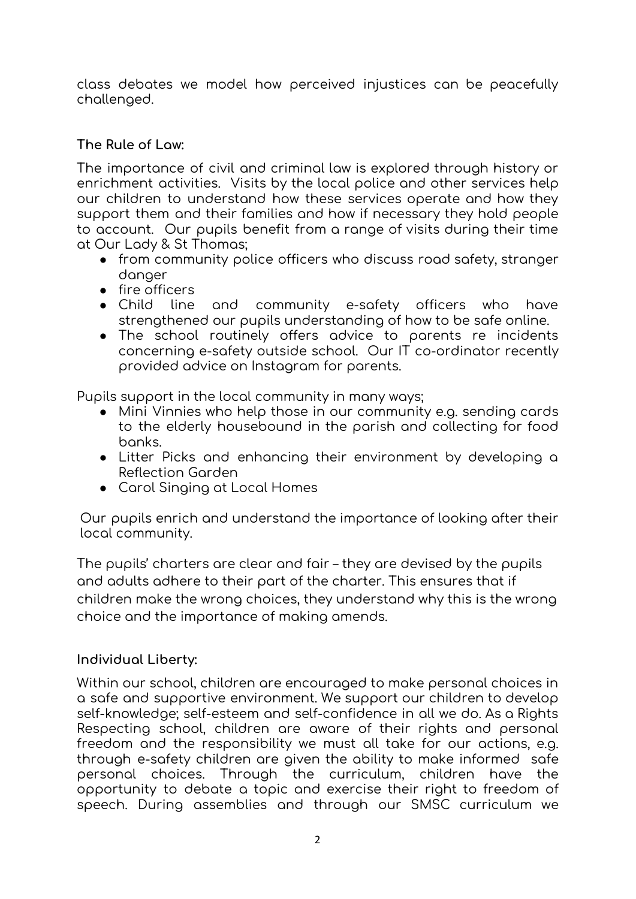class debates we model how perceived injustices can be peacefully challenged.

**The Rule of Law:**

The importance of civil and criminal law is explored through history or enrichment activities. Visits by the local police and other services help our children to understand how these services operate and how they support them and their families and how if necessary they hold people to account. Our pupils benefit from a range of visits during their time at Our Lady & St Thomas;

- from community police officers who discuss road safety, stranger danger
- fire officers
- Child line and community e-safety officers who have strengthened our pupils understanding of how to be safe online.
- The school routinely offers advice to parents re incidents concerning e-safety outside school. Our IT co-ordinator recently provided advice on Instagram for parents.

Pupils support in the local community in many ways;

- Mini Vinnies who help those in our community e.g. sending cards to the elderly housebound in the parish and collecting for food banks.
- Litter Picks and enhancing their environment by developing a Reflection Garden
- Carol Singing at Local Homes

Our pupils enrich and understand the importance of looking after their local community.

The pupils' charters are clear and fair – they are devised by the pupils and adults adhere to their part of the charter. This ensures that if children make the wrong choices, they understand why this is the wrong choice and the importance of making amends.

**Individual Liberty:**

Within our school, children are encouraged to make personal choices in a safe and supportive environment. We support our children to develop self-knowledge; self-esteem and self-confidence in all we do. As a Rights Respecting school, children are aware of their rights and personal freedom and the responsibility we must all take for our actions, e.g. through e-safety children are given the ability to make informed safe personal choices. Through the curriculum, children have the opportunity to debate a topic and exercise their right to freedom of speech. During assemblies and through our SMSC curriculum we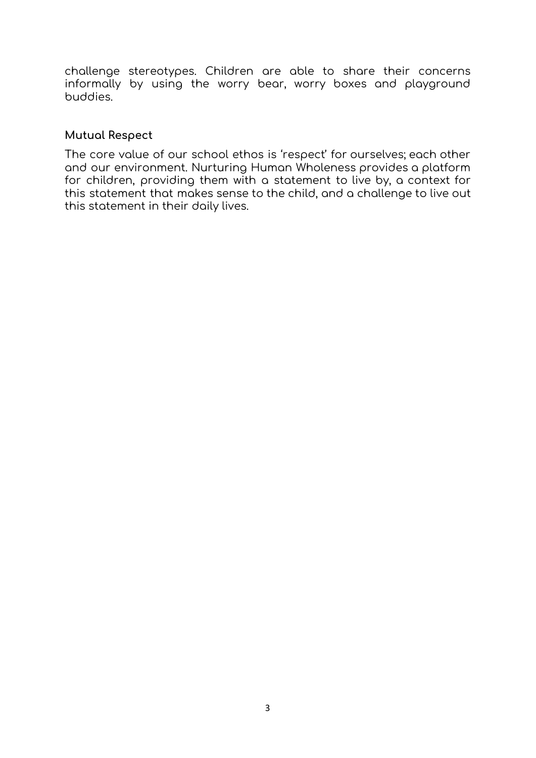challenge stereotypes. Children are able to share their concerns informally by using the worry bear, worry boxes and playground buddies.

### Mutual Respect

The core value of our school ethos is 'respect' for ourselves; each other and our environment. Nurturing Human Wholeness provides a platform for children, providing them with a statement to live by, a context for this statement that makes sense to the child, and a challenge to live out this statement in their daily lives.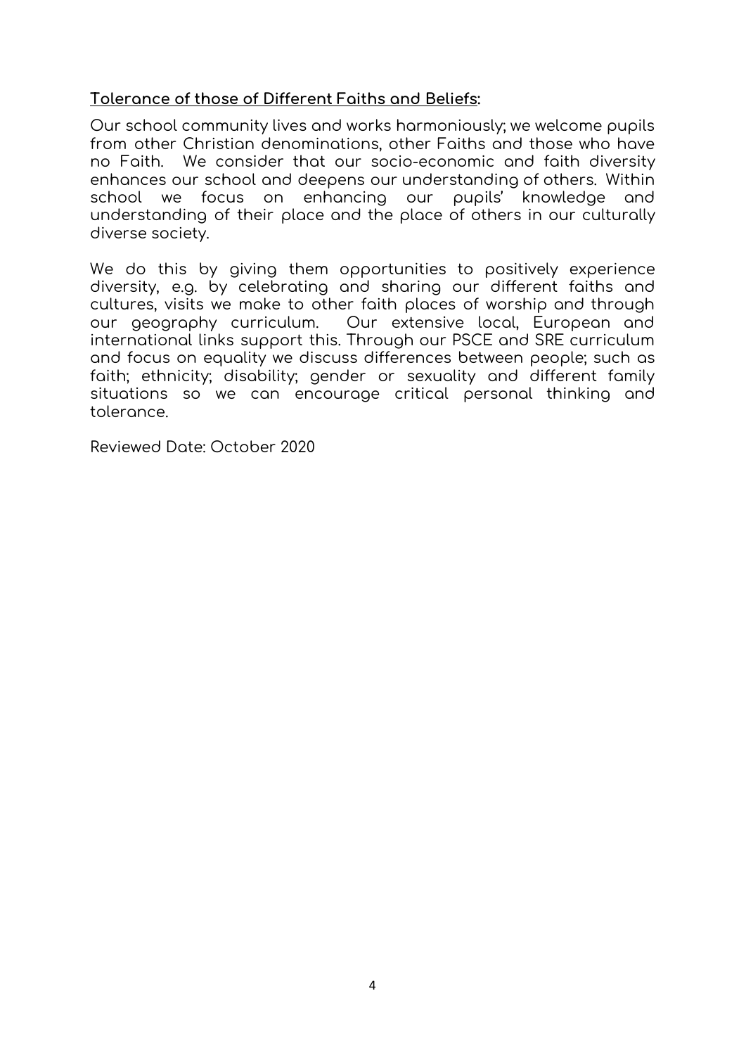**Tolerance of those of Different Faiths and Beliefs:**

Our school community lives and works harmoniously; we welcome pupils from other Christian denominations, other Faiths and those who have no Faith. We consider that our socio-economic and faith diversity enhances our school and deepens our understanding of others. Within school we focus on enhancing our pupils' knowledge and understanding of their place and the place of others in our culturally diverse society.

We do this by giving them opportunities to positively experience diversity, e.g. by celebrating and sharing our different faiths and cultures, visits we make to other faith places of worship and through our geography curriculum. Our extensive local, European and international links support this. Through our PSCE and SRE curriculum and focus on equality we discuss differences between people; such as faith; ethnicity; disability; gender or sexuality and different family situations so we can encourage critical personal thinking and tolerance.

Reviewed Date: October 2020